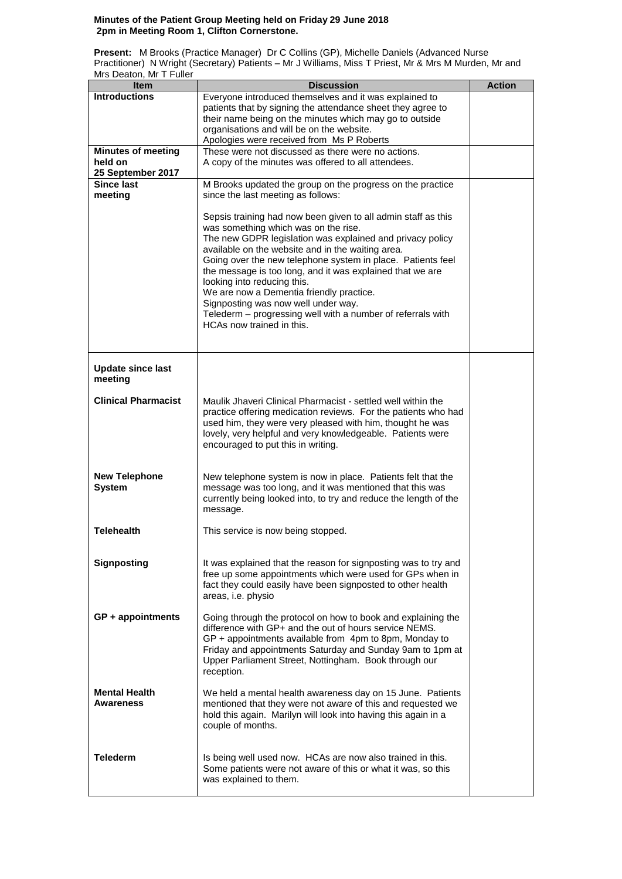**Minutes of the Patient Group Meeting held on Friday 29 June 2018**
**2pm in Meeting Room 1, Clifton Cornerstone.**

**Present:** M Brooks (Practice Manager) Dr C Collins (GP), Michelle Daniels (Advanced Nurse Practitioner) N Wright (Secretary) Patients – Mr J Williams, Miss T Priest, Mr & Mrs M Murden, Mr and Mrs Deaton, Mr T Fuller

| Item | Discussion | Action |
|---|---|---|
| **Introductions** | Everyone introduced themselves and it was explained to patients that by signing the attendance sheet they agree to their name being on the minutes which may go to outside organisations and will be on the website.<br>Apologies were received from Ms P Roberts | |
| **Minutes of meeting held on 25 September 2017** | These were not discussed as there were no actions.<br>A copy of the minutes was offered to all attendees. | |
| **Since last meeting** | M Brooks updated the group on the progress on the practice since the last meeting as follows:<br><br>Sepsis training had now been given to all admin staff as this was something which was on the rise.<br>The new GDPR legislation was explained and privacy policy available on the website and in the waiting area.<br>Going over the new telephone system in place. Patients feel the message is too long, and it was explained that we are looking into reducing this.<br>We are now a Dementia friendly practice.<br>Signposting was now well under way.<br>Telederm – progressing well with a number of referrals with HCAs now trained in this. | |
| **Update since last meeting** | | |
| **Clinical Pharmacist** | Maulik Jhaveri Clinical Pharmacist - settled well within the practice offering medication reviews. For the patients who had used him, they were very pleased with him, thought he was lovely, very helpful and very knowledgeable. Patients were encouraged to put this in writing. | |
| **New Telephone System** | New telephone system is now in place. Patients felt that the message was too long, and it was mentioned that this was currently being looked into, to try and reduce the length of the message. | |
| **Telehealth** | This service is now being stopped. | |
| **Signposting** | It was explained that the reason for signposting was to try and free up some appointments which were used for GPs when in fact they could easily have been signposted to other health areas, i.e. physio | |
| **GP + appointments** | Going through the protocol on how to book and explaining the difference with GP+ and the out of hours service NEMS.<br>GP + appointments available from 4pm to 8pm, Monday to Friday and appointments Saturday and Sunday 9am to 1pm at Upper Parliament Street, Nottingham. Book through our reception. | |
| **Mental Health Awareness** | We held a mental health awareness day on 15 June. Patients mentioned that they were not aware of this and requested we hold this again. Marilyn will look into having this again in a couple of months. | |
| **Telederm** | Is being well used now. HCAs are now also trained in this. Some patients were not aware of this or what it was, so this was explained to them. | |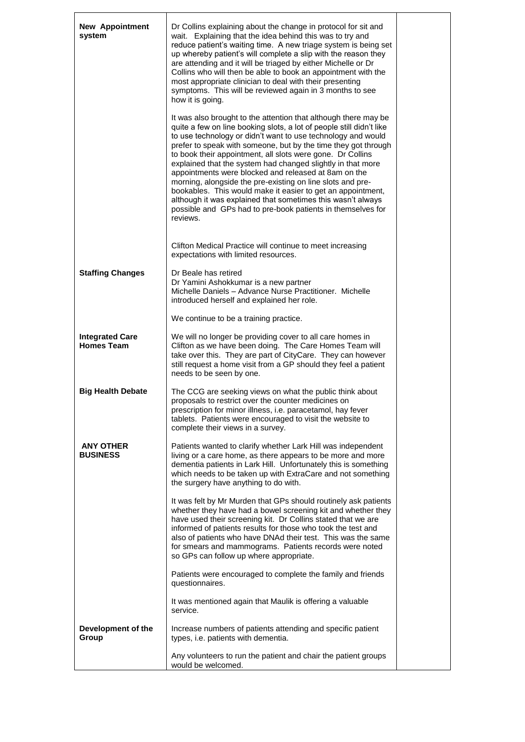| | | |
|---|---|---|
| **New Appointment system** | Dr Collins explaining about the change in protocol for sit and wait. Explaining that the idea behind this was to try and reduce patient's waiting time. A new triage system is being set up whereby patient's will complete a slip with the reason they are attending and it will be triaged by either Michelle or Dr Collins who will then be able to book an appointment with the most appropriate clinician to deal with their presenting symptoms. This will be reviewed again in 3 months to see how it is going.<br><br>It was also brought to the attention that although there may be quite a few on line booking slots, a lot of people still didn't like to use technology or didn't want to use technology and would prefer to speak with someone, but by the time they got through to book their appointment, all slots were gone. Dr Collins explained that the system had changed slightly in that more appointments were blocked and released at 8am on the morning, alongside the pre-existing on line slots and pre-bookables. This would make it easier to get an appointment, although it was explained that sometimes this wasn't always possible and GPs had to pre-book patients in themselves for reviews.<br><br>Clifton Medical Practice will continue to meet increasing expectations with limited resources. | |
| **Staffing Changes** | Dr Beale has retired<br>Dr Yamini Ashokkumar is a new partner<br>Michelle Daniels – Advance Nurse Practitioner. Michelle introduced herself and explained her role.<br><br>We continue to be a training practice. | |
| **Integrated Care Homes Team** | We will no longer be providing cover to all care homes in Clifton as we have been doing. The Care Homes Team will take over this. They are part of CityCare. They can however still request a home visit from a GP should they feel a patient needs to be seen by one. | |
| **Big Health Debate** | The CCG are seeking views on what the public think about proposals to restrict over the counter medicines on prescription for minor illness, i.e. paracetamol, hay fever tablets. Patients were encouraged to visit the website to complete their views in a survey. | |
| **ANY OTHER BUSINESS** | Patients wanted to clarify whether Lark Hill was independent living or a care home, as there appears to be more and more dementia patients in Lark Hill. Unfortunately this is something which needs to be taken up with ExtraCare and not something the surgery have anything to do with.<br><br>It was felt by Mr Murden that GPs should routinely ask patients whether they have had a bowel screening kit and whether they have used their screening kit. Dr Collins stated that we are informed of patients results for those who took the test and also of patients who have DNAd their test. This was the same for smears and mammograms. Patients records were noted so GPs can follow up where appropriate.<br><br>Patients were encouraged to complete the family and friends questionnaires.<br><br>It was mentioned again that Maulik is offering a valuable service. | |
| **Development of the Group** | Increase numbers of patients attending and specific patient types, i.e. patients with dementia.<br><br>Any volunteers to run the patient and chair the patient groups would be welcomed. | |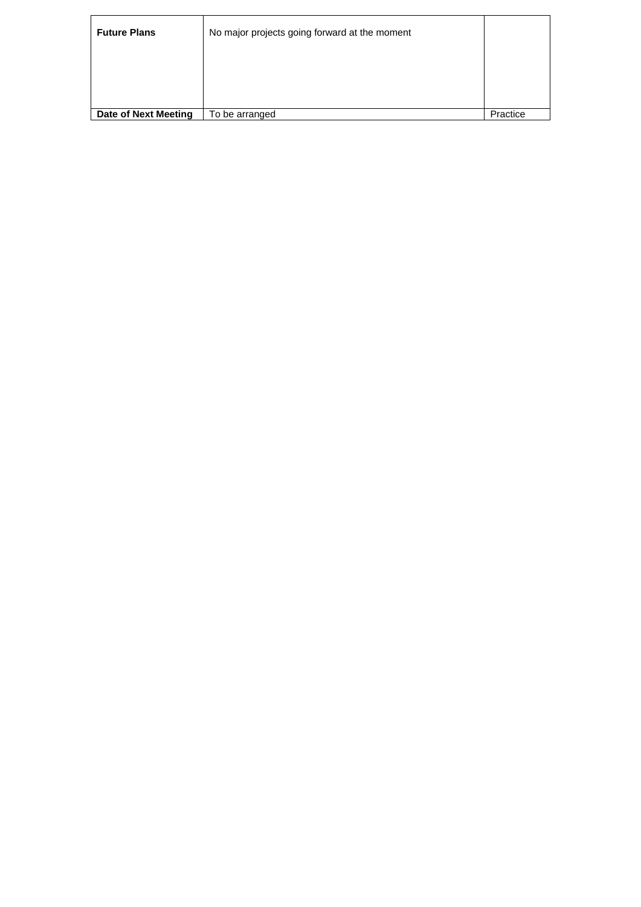| | | |
|---|---|---|
| **Future Plans** | No major projects going forward at the moment | |
| **Date of Next Meeting** | To be arranged | Practice |